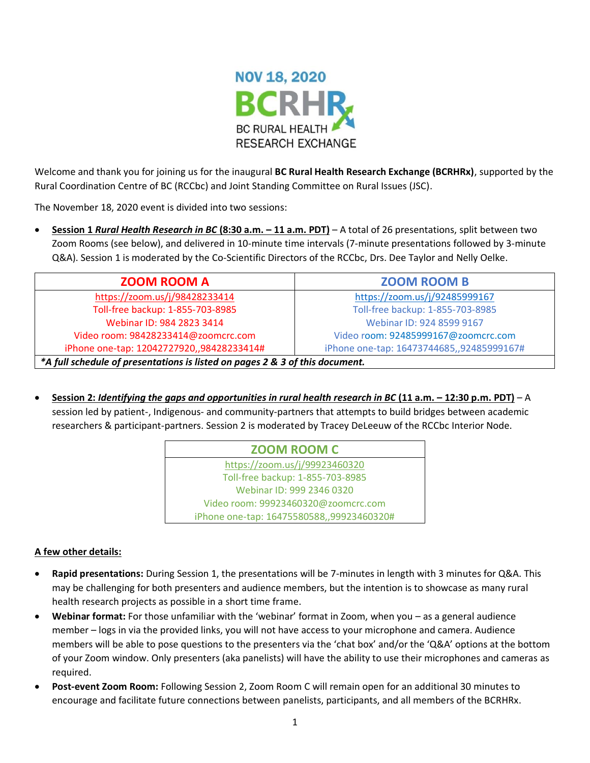NOV 18, 2020

# BCRHRx

BC RURAL HEALTH RESEARCH EXCHANGE

Welcome and thank you for joining us for the inaugural **BC Rural Health Research Exchange (BCRHRx)**, supported by the Rural Coordination Centre of BC (RCCbc) and Joint Standing Committee on Rural Issues (JSC).

The November 18, 2020 event is divided into two sessions:

- **Session 1 *Rural Health Research in BC* (8:30 a.m. – 11 a.m. PDT)** – A total of 26 presentations, split between two Zoom Rooms (see below), and delivered in 10-minute time intervals (7-minute presentations followed by 3-minute Q&A). Session 1 is moderated by the Co-Scientific Directors of the RCCbc, Drs. Dee Taylor and Nelly Oelke.

| ZOOM ROOM A | ZOOM ROOM B |
| --- | --- |
| https://zoom.us/j/98428233414<br>Toll-free backup: 1-855-703-8985<br>Webinar ID: 984 2823 3414<br>Video room: 98428233414@zoomcrc.com<br>iPhone one-tap: 12042727920,,98428233414# | https://zoom.us/j/92485999167<br>Toll-free backup: 1-855-703-8985<br>Webinar ID: 924 8599 9167<br>Video room: 92485999167@zoomcrc.com<br>iPhone one-tap: 16473744685,,92485999167# |
| ***A full schedule of presentations is listed on pages 2 & 3 of this document.** | |

- **Session 2: *Identifying the gaps and opportunities in rural health research in BC* (11 a.m. – 12:30 p.m. PDT)** – A session led by patient-, Indigenous- and community-partners that attempts to build bridges between academic researchers & participant-partners. Session 2 is moderated by Tracey DeLeeuw of the RCCbc Interior Node.

| ZOOM ROOM C |
| --- |
| https://zoom.us/j/99923460320<br>Toll-free backup: 1-855-703-8985<br>Webinar ID: 999 2346 0320<br>Video room: 99923460320@zoomcrc.com<br>iPhone one-tap: 16475580588,,99923460320# |

**A few other details:**

- **Rapid presentations:** During Session 1, the presentations will be 7-minutes in length with 3 minutes for Q&A. This may be challenging for both presenters and audience members, but the intention is to showcase as many rural health research projects as possible in a short time frame.
- **Webinar format:** For those unfamiliar with the 'webinar' format in Zoom, when you – as a general audience member – logs in via the provided links, you will not have access to your microphone and camera. Audience members will be able to pose questions to the presenters via the 'chat box' and/or the 'Q&A' options at the bottom of your Zoom window. Only presenters (aka panelists) will have the ability to use their microphones and cameras as required.
- **Post-event Zoom Room:** Following Session 2, Zoom Room C will remain open for an additional 30 minutes to encourage and facilitate future connections between panelists, participants, and all members of the BCRHRx.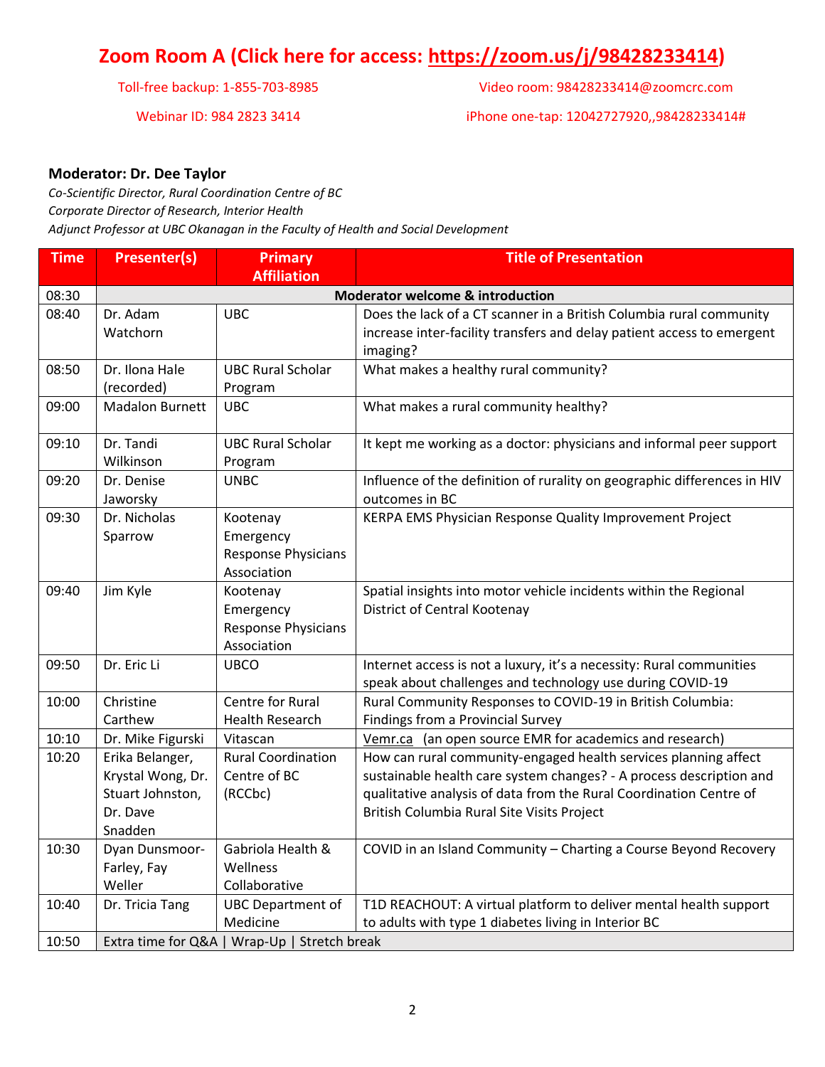# Zoom Room A (Click here for access: https://zoom.us/j/98428233414)

Toll-free backup: 1-855-703-8985

Video room: 98428233414@zoomcrc.com

Webinar ID: 984 2823 3414

iPhone one-tap: 12042727920,,98428233414#

**Moderator: Dr. Dee Taylor**

*Co-Scientific Director, Rural Coordination Centre of BC*
*Corporate Director of Research, Interior Health*
*Adjunct Professor at UBC Okanagan in the Faculty of Health and Social Development*

| Time | Presenter(s) | Primary Affiliation | Title of Presentation |
|---|---|---|---|
| 08:30 | **Moderator welcome & introduction** | | |
| 08:40 | Dr. Adam Watchorn | UBC | Does the lack of a CT scanner in a British Columbia rural community increase inter-facility transfers and delay patient access to emergent imaging? |
| 08:50 | Dr. Ilona Hale (recorded) | UBC Rural Scholar Program | What makes a healthy rural community? |
| 09:00 | Madalon Burnett | UBC | What makes a rural community healthy? |
| 09:10 | Dr. Tandi Wilkinson | UBC Rural Scholar Program | It kept me working as a doctor: physicians and informal peer support |
| 09:20 | Dr. Denise Jaworsky | UNBC | Influence of the definition of rurality on geographic differences in HIV outcomes in BC |
| 09:30 | Dr. Nicholas Sparrow | Kootenay Emergency Response Physicians Association | KERPA EMS Physician Response Quality Improvement Project |
| 09:40 | Jim Kyle | Kootenay Emergency Response Physicians Association | Spatial insights into motor vehicle incidents within the Regional District of Central Kootenay |
| 09:50 | Dr. Eric Li | UBCO | Internet access is not a luxury, it's a necessity: Rural communities speak about challenges and technology use during COVID-19 |
| 10:00 | Christine Carthew | Centre for Rural Health Research | Rural Community Responses to COVID-19 in British Columbia: Findings from a Provincial Survey |
| 10:10 | Dr. Mike Figurski | Vitascan | Vemr.ca (an open source EMR for academics and research) |
| 10:20 | Erika Belanger, Krystal Wong, Dr. Stuart Johnston, Dr. Dave Snadden | Rural Coordination Centre of BC (RCCbc) | How can rural community-engaged health services planning affect sustainable health care system changes? - A process description and qualitative analysis of data from the Rural Coordination Centre of British Columbia Rural Site Visits Project |
| 10:30 | Dyan Dunsmoor-Farley, Fay Weller | Gabriola Health & Wellness Collaborative | COVID in an Island Community – Charting a Course Beyond Recovery |
| 10:40 | Dr. Tricia Tang | UBC Department of Medicine | T1D REACHOUT: A virtual platform to deliver mental health support to adults with type 1 diabetes living in Interior BC |
| 10:50 | Extra time for Q&A \| Wrap-Up \| Stretch break | | |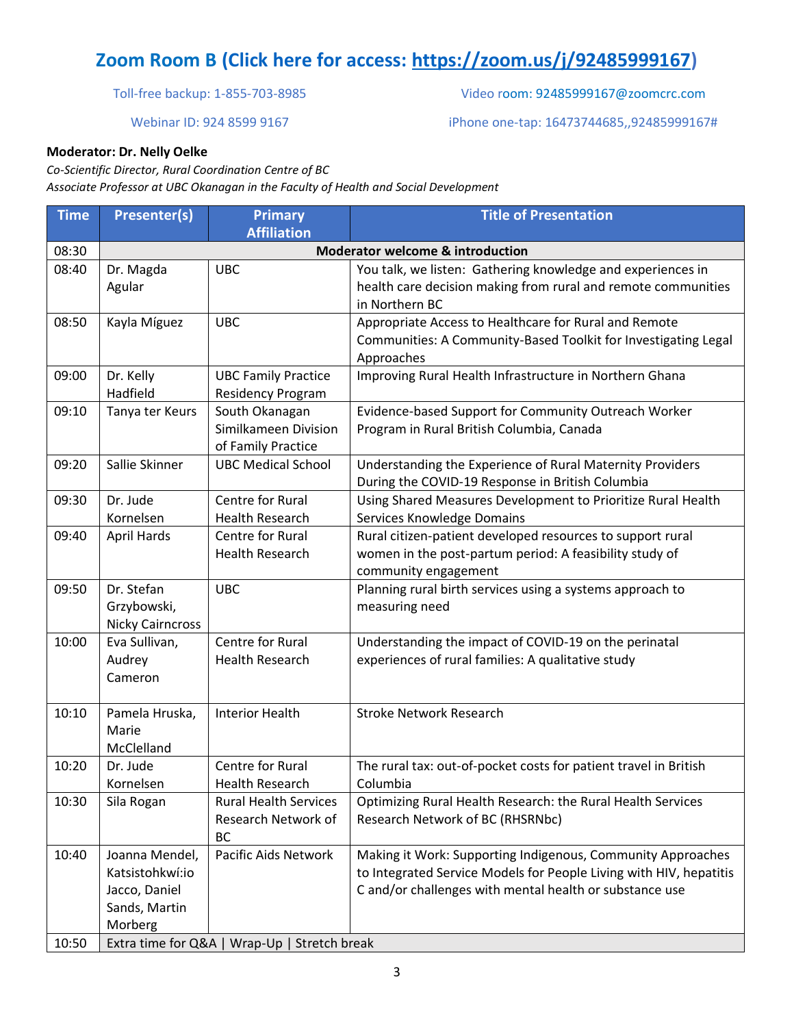## Zoom Room B (Click here for access: https://zoom.us/j/92485999167)

Toll-free backup: 1-855-703-8985

Video room: 92485999167@zoomcrc.com

Webinar ID: 924 8599 9167

iPhone one-tap: 16473744685,,92485999167#

**Moderator: Dr. Nelly Oelke**

*Co-Scientific Director, Rural Coordination Centre of BC*
*Associate Professor at UBC Okanagan in the Faculty of Health and Social Development*

| Time | Presenter(s) | Primary Affiliation | Title of Presentation |
|---|---|---|---|
| 08:30 | **Moderator welcome & introduction** | | |
| 08:40 | Dr. Magda Agular | UBC | You talk, we listen: Gathering knowledge and experiences in health care decision making from rural and remote communities in Northern BC |
| 08:50 | Kayla Míguez | UBC | Appropriate Access to Healthcare for Rural and Remote Communities: A Community-Based Toolkit for Investigating Legal Approaches |
| 09:00 | Dr. Kelly Hadfield | UBC Family Practice Residency Program | Improving Rural Health Infrastructure in Northern Ghana |
| 09:10 | Tanya ter Keurs | South Okanagan Similkameen Division of Family Practice | Evidence-based Support for Community Outreach Worker Program in Rural British Columbia, Canada |
| 09:20 | Sallie Skinner | UBC Medical School | Understanding the Experience of Rural Maternity Providers During the COVID-19 Response in British Columbia |
| 09:30 | Dr. Jude Kornelsen | Centre for Rural Health Research | Using Shared Measures Development to Prioritize Rural Health Services Knowledge Domains |
| 09:40 | April Hards | Centre for Rural Health Research | Rural citizen-patient developed resources to support rural women in the post-partum period: A feasibility study of community engagement |
| 09:50 | Dr. Stefan Grzybowski, Nicky Cairncross | UBC | Planning rural birth services using a systems approach to measuring need |
| 10:00 | Eva Sullivan, Audrey Cameron | Centre for Rural Health Research | Understanding the impact of COVID-19 on the perinatal experiences of rural families: A qualitative study |
| 10:10 | Pamela Hruska, Marie McClelland | Interior Health | Stroke Network Research |
| 10:20 | Dr. Jude Kornelsen | Centre for Rural Health Research | The rural tax: out-of-pocket costs for patient travel in British Columbia |
| 10:30 | Sila Rogan | Rural Health Services Research Network of BC | Optimizing Rural Health Research: the Rural Health Services Research Network of BC (RHSRNbc) |
| 10:40 | Joanna Mendel, Katsistohkwí:io Jacco, Daniel Sands, Martin Morberg | Pacific Aids Network | Making it Work: Supporting Indigenous, Community Approaches to Integrated Service Models for People Living with HIV, hepatitis C and/or challenges with mental health or substance use |
| 10:50 | Extra time for Q&A \| Wrap-Up \| Stretch break | | |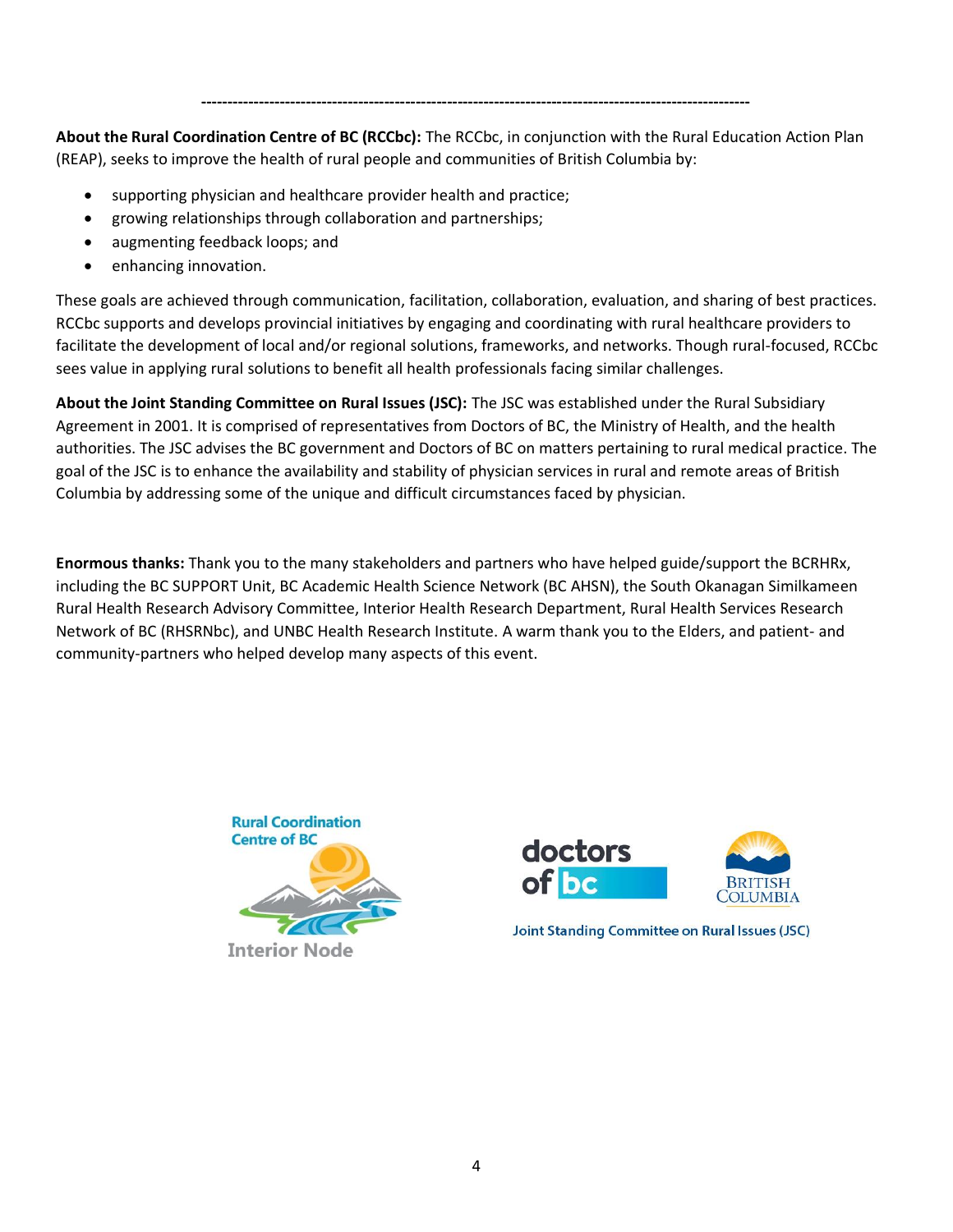---

**About the Rural Coordination Centre of BC (RCCbc):** The RCCbc, in conjunction with the Rural Education Action Plan (REAP), seeks to improve the health of rural people and communities of British Columbia by:

- supporting physician and healthcare provider health and practice;
- growing relationships through collaboration and partnerships;
- augmenting feedback loops; and
- enhancing innovation.

These goals are achieved through communication, facilitation, collaboration, evaluation, and sharing of best practices. RCCbc supports and develops provincial initiatives by engaging and coordinating with rural healthcare providers to facilitate the development of local and/or regional solutions, frameworks, and networks. Though rural-focused, RCCbc sees value in applying rural solutions to benefit all health professionals facing similar challenges.

**About the Joint Standing Committee on Rural Issues (JSC):** The JSC was established under the Rural Subsidiary Agreement in 2001. It is comprised of representatives from Doctors of BC, the Ministry of Health, and the health authorities. The JSC advises the BC government and Doctors of BC on matters pertaining to rural medical practice. The goal of the JSC is to enhance the availability and stability of physician services in rural and remote areas of British Columbia by addressing some of the unique and difficult circumstances faced by physician.

**Enormous thanks:** Thank you to the many stakeholders and partners who have helped guide/support the BCRHRx, including the BC SUPPORT Unit, BC Academic Health Science Network (BC AHSN), the South Okanagan Similkameen Rural Health Research Advisory Committee, Interior Health Research Department, Rural Health Services Research Network of BC (RHSRNbc), and UNBC Health Research Institute. A warm thank you to the Elders, and patient- and community-partners who helped develop many aspects of this event.

Rural Coordination Centre of BC

Interior Node

doctors of bc

British Columbia

Joint Standing Committee on Rural Issues (JSC)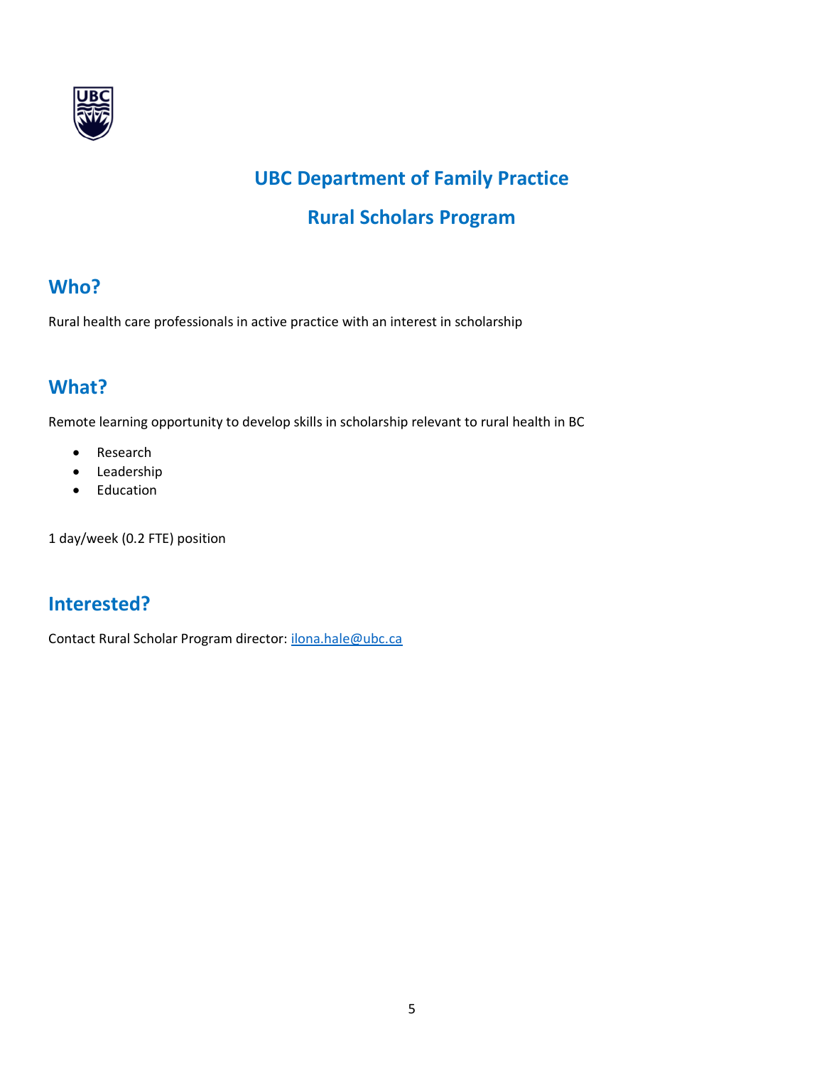# UBC Department of Family Practice

# Rural Scholars Program

## Who?

Rural health care professionals in active practice with an interest in scholarship

## What?

Remote learning opportunity to develop skills in scholarship relevant to rural health in BC

- Research
- Leadership
- Education

1 day/week (0.2 FTE) position

## Interested?

Contact Rural Scholar Program director: ilona.hale@ubc.ca